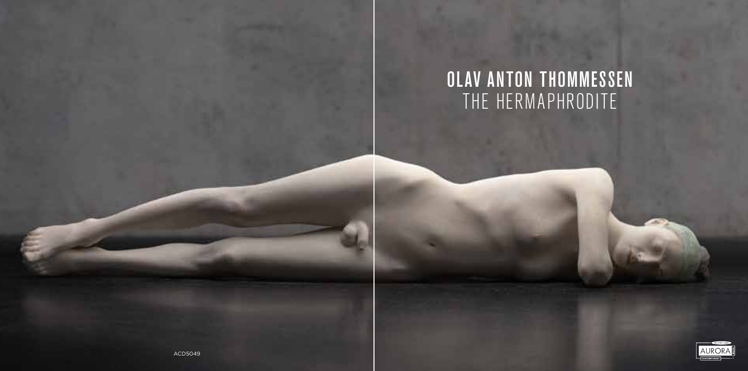# OLAV ANTON THOMMESSEN

## THE HERMAPHRODITE

ACD5049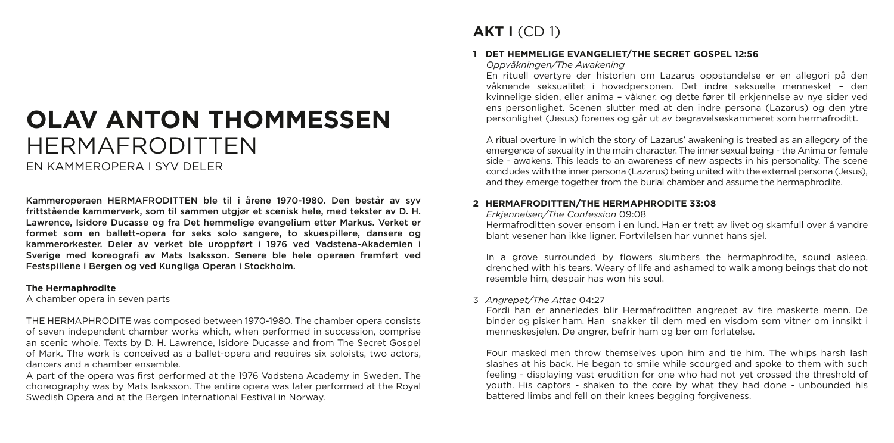# OLAV ANTON THOMMESSEN
# HERMAFRODITTEN

EN KAMMEROPERA I SYV DELER

Kammeroperaen HERMAFRODITTEN ble til i årene 1970-1980. Den består av syv frittstående kammerverk, som til sammen utgjør et scenisk hele, med tekster av D. H. Lawrence, Isidore Ducasse og fra Det hemmelige evangelium etter Markus. Verket er formet som en ballett-opera for seks solo sangere, to skuespillere, dansere og kammerorkester. Deler av verket ble uroppført i 1976 ved Vadstena-Akademien i Sverige med koreografi av Mats Isaksson. Senere ble hele operaen fremført ved Festspillene i Bergen og ved Kungliga Operan i Stockholm.

**The Hermaphrodite**

A chamber opera in seven parts

THE HERMAPHRODITE was composed between 1970-1980. The chamber opera consists of seven independent chamber works which, when performed in succession, comprise an scenic whole. Texts by D. H. Lawrence, Isidore Ducasse and from The Secret Gospel of Mark. The work is conceived as a ballet-opera and requires six soloists, two actors, dancers and a chamber ensemble.

A part of the opera was first performed at the 1976 Vadstena Academy in Sweden. The choreography was by Mats Isaksson. The entire opera was later performed at the Royal Swedish Opera and at the Bergen International Festival in Norway.

## AKT I (CD 1)

### 1 DET HEMMELIGE EVANGELIET/THE SECRET GOSPEL 12:56

*Oppvåkningen/The Awakening*

En rituell overtyre der historien om Lazarus oppstandelse er en allegori på den våknende seksualitet i hovedpersonen. Det indre seksuelle mennesket – den kvinnelige siden, eller anima – våkner, og dette fører til erkjennelse av nye sider ved ens personlighet. Scenen slutter med at den indre persona (Lazarus) og den ytre personlighet (Jesus) forenes og går ut av begravelseskammeret som hermafroditt.

A ritual overture in which the story of Lazarus' awakening is treated as an allegory of the emergence of sexuality in the main character. The inner sexual being - the Anima or female side - awakens. This leads to an awareness of new aspects in his personality. The scene concludes with the inner persona (Lazarus) being united with the external persona (Jesus), and they emerge together from the burial chamber and assume the hermaphrodite.

### 2 HERMAFRODITTEN/THE HERMAPHRODITE 33:08

*Erkjennelsen/The Confession* 09:08

Hermafroditten sover ensom i en lund. Han er trett av livet og skamfull over å vandre blant vesener han ikke ligner. Fortvilelsen har vunnet hans sjel.

In a grove surrounded by flowers slumbers the hermaphrodite, sound asleep, drenched with his tears. Weary of life and ashamed to walk among beings that do not resemble him, despair has won his soul.

3 *Angrepet/The Attac* 04:27

Fordi han er annerledes blir Hermafroditten angrepet av fire maskerte menn. De binder og pisker ham. Han snakker til dem med en visdom som vitner om innsikt i menneskesjelen. De angrer, befrir ham og ber om forlatelse.

Four masked men throw themselves upon him and tie him. The whips harsh lash slashes at his back. He began to smile while scourged and spoke to them with such feeling - displaying vast erudition for one who had not yet crossed the threshold of youth. His captors - shaken to the core by what they had done - unbounded his battered limbs and fell on their knees begging forgiveness.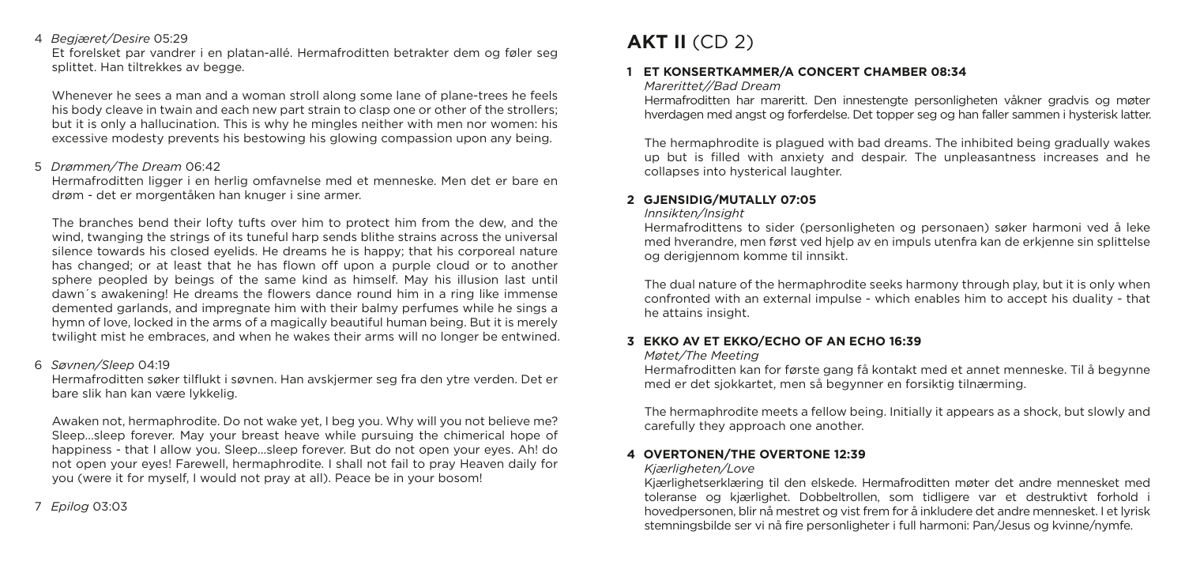4 *Begjæret/Desire* 05:29

Et forelsket par vandrer i en platan-allé. Hermafroditten betrakter dem og føler seg splittet. Han tiltrekkes av begge.

Whenever he sees a man and a woman stroll along some lane of plane-trees he feels his body cleave in twain and each new part strain to clasp one or other of the strollers; but it is only a hallucination. This is why he mingles neither with men nor women: his excessive modesty prevents his bestowing his glowing compassion upon any being.

5 *Drømmen/The Dream* 06:42

Hermafroditten ligger i en herlig omfavnelse med et menneske. Men det er bare en drøm - det er morgentåken han knuger i sine armer.

The branches bend their lofty tufts over him to protect him from the dew, and the wind, twanging the strings of its tuneful harp sends blithe strains across the universal silence towards his closed eyelids. He dreams he is happy; that his corporeal nature has changed; or at least that he has flown off upon a purple cloud or to another sphere peopled by beings of the same kind as himself. May his illusion last until dawn´s awakening! He dreams the flowers dance round him in a ring like immense demented garlands, and impregnate him with their balmy perfumes while he sings a hymn of love, locked in the arms of a magically beautiful human being. But it is merely twilight mist he embraces, and when he wakes their arms will no longer be entwined.

6 *Søvnen/Sleep* 04:19

Hermafroditten søker tilflukt i søvnen. Han avskjermer seg fra den ytre verden. Det er bare slik han kan være lykkelig.

Awaken not, hermaphrodite. Do not wake yet, I beg you. Why will you not believe me? Sleep...sleep forever. May your breast heave while pursuing the chimerical hope of happiness - that I allow you. Sleep...sleep forever. But do not open your eyes. Ah! do not open your eyes! Farewell, hermaphrodite. I shall not fail to pray Heaven daily for you (were it for myself, I would not pray at all). Peace be in your bosom!

7 *Epilog* 03:03

# AKT II (CD 2)

## 1 ET KONSERTKAMMER/A CONCERT CHAMBER 08:34

*Marerittet//Bad Dream*

Hermafroditten har mareritt. Den innestengte personligheten våkner gradvis og møter hverdagen med angst og forferdelse. Det topper seg og han faller sammen i hysterisk latter.

The hermaphrodite is plagued with bad dreams. The inhibited being gradually wakes up but is filled with anxiety and despair. The unpleasantness increases and he collapses into hysterical laughter.

## 2 GJENSIDIG/MUTALLY 07:05

*Innsikten/Insight*

Hermafrodittens to sider (personligheten og personaen) søker harmoni ved å leke med hverandre, men først ved hjelp av en impuls utenfra kan de erkjenne sin splittelse og derigjennom komme til innsikt.

The dual nature of the hermaphrodite seeks harmony through play, but it is only when confronted with an external impulse - which enables him to accept his duality - that he attains insight.

## 3 EKKO AV ET EKKO/ECHO OF AN ECHO 16:39

*Møtet/The Meeting*

Hermafroditten kan for første gang få kontakt med et annet menneske. Til å begynne med er det sjokkartet, men så begynner en forsiktig tilnærming.

The hermaphrodite meets a fellow being. Initially it appears as a shock, but slowly and carefully they approach one another.

## 4 OVERTONEN/THE OVERTONE 12:39

*Kjærligheten/Love*

Kjærlighetserklæring til den elskede. Hermafroditten møter det andre mennesket med toleranse og kjærlighet. Dobbeltrollen, som tidligere var et destruktivt forhold i hovedpersonen, blir nå mestret og vist frem for å inkludere det andre mennesket. I et lyrisk stemningsbilde ser vi nå fire personligheter i full harmoni: Pan/Jesus og kvinne/nymfe.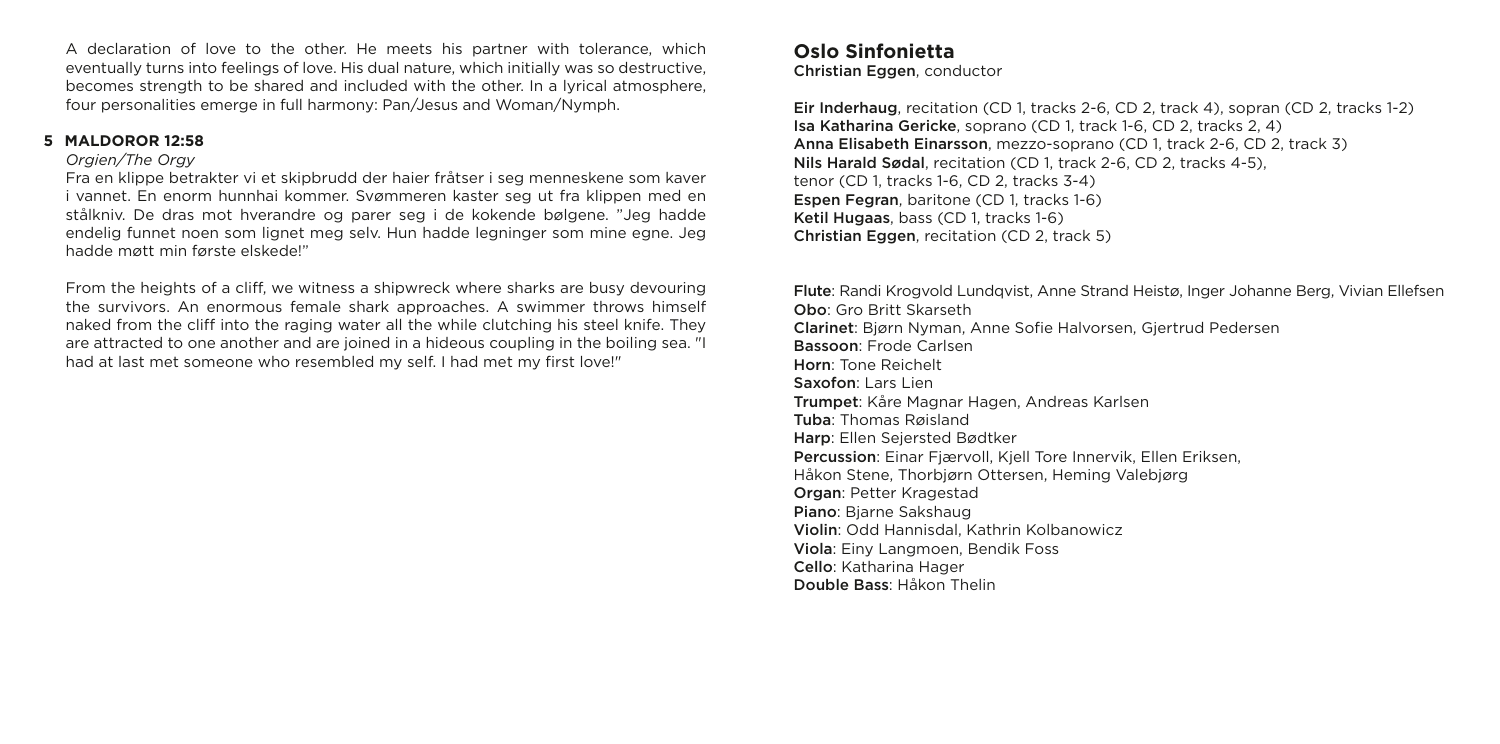A declaration of love to the other. He meets his partner with tolerance, which eventually turns into feelings of love. His dual nature, which initially was so destructive, becomes strength to be shared and included with the other. In a lyrical atmosphere, four personalities emerge in full harmony: Pan/Jesus and Woman/Nymph.

### 5 MALDOROR 12:58

*Orgien/The Orgy*

Fra en klippe betrakter vi et skipbrudd der haier fråtser i seg menneskene som kaver i vannet. En enorm hunnhai kommer. Svømmeren kaster seg ut fra klippen med en stålkniv. De dras mot hverandre og parer seg i de kokende bølgene. "Jeg hadde endelig funnet noen som lignet meg selv. Hun hadde legninger som mine egne. Jeg hadde møtt min første elskede!"

From the heights of a cliff, we witness a shipwreck where sharks are busy devouring the survivors. An enormous female shark approaches. A swimmer throws himself naked from the cliff into the raging water all the while clutching his steel knife. They are attracted to one another and are joined in a hideous coupling in the boiling sea. "I had at last met someone who resembled my self. I had met my first love!"

## Oslo Sinfonietta

**Christian Eggen**, conductor

**Eir Inderhaug**, recitation (CD 1, tracks 2-6, CD 2, track 4), sopran (CD 2, tracks 1-2)
**Isa Katharina Gericke**, soprano (CD 1, track 1-6, CD 2, tracks 2, 4)
**Anna Elisabeth Einarsson**, mezzo-soprano (CD 1, track 2-6, CD 2, track 3)
**Nils Harald Sødal**, recitation (CD 1, track 2-6, CD 2, tracks 4-5),
tenor (CD 1, tracks 1-6, CD 2, tracks 3-4)
**Espen Fegran**, baritone (CD 1, tracks 1-6)
**Ketil Hugaas**, bass (CD 1, tracks 1-6)
**Christian Eggen**, recitation (CD 2, track 5)

**Flute**: Randi Krogvold Lundqvist, Anne Strand Heistø, Inger Johanne Berg, Vivian Ellefsen
**Obo**: Gro Britt Skarseth
**Clarinet**: Bjørn Nyman, Anne Sofie Halvorsen, Gjertrud Pedersen
**Bassoon**: Frode Carlsen
**Horn**: Tone Reichelt
**Saxofon**: Lars Lien
**Trumpet**: Kåre Magnar Hagen, Andreas Karlsen
**Tuba**: Thomas Røisland
**Harp**: Ellen Sejersted Bødtker
**Percussion**: Einar Fjærvoll, Kjell Tore Innervik, Ellen Eriksen,
Håkon Stene, Thorbjørn Ottersen, Heming Valebjørg
**Organ**: Petter Kragestad
**Piano**: Bjarne Sakshaug
**Violin**: Odd Hannisdal, Kathrin Kolbanowicz
**Viola**: Einy Langmoen, Bendik Foss
**Cello**: Katharina Hager
**Double Bass**: Håkon Thelin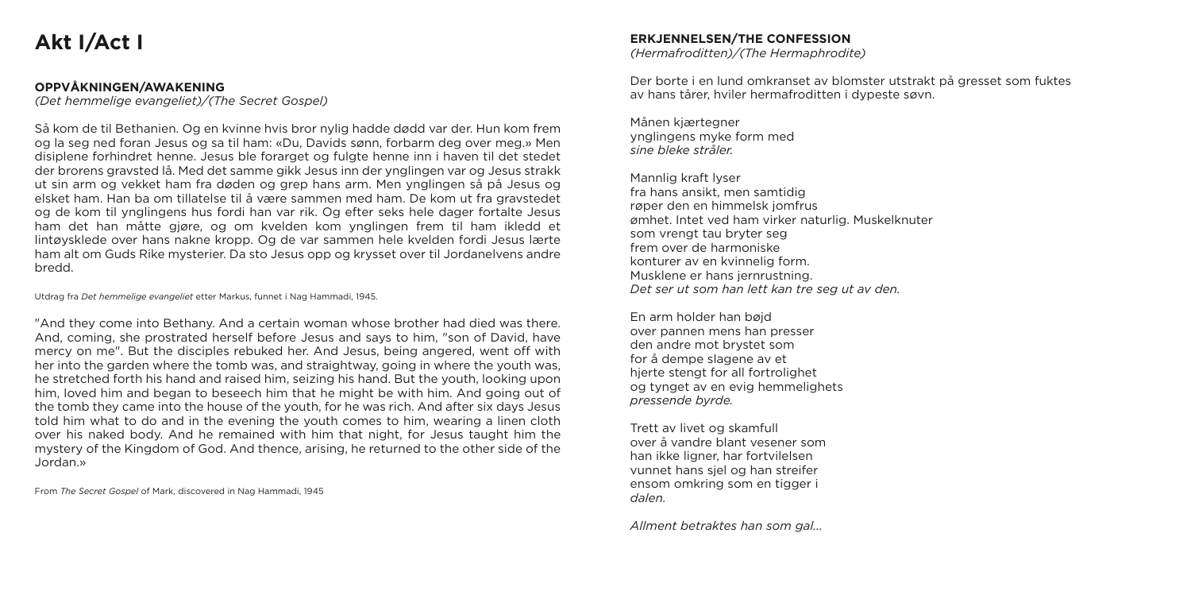# Akt I/Act I

### OPPVÅKNINGEN/AWAKENING

*(Det hemmelige evangeliet)/(The Secret Gospel)*

Så kom de til Bethanien. Og en kvinne hvis bror nylig hadde dødd var der. Hun kom frem og la seg ned foran Jesus og sa til ham: «Du, Davids sønn, forbarm deg over meg.» Men disiplene forhindret henne. Jesus ble forarget og fulgte henne inn i haven til det stedet der brorens gravsted lå. Med det samme gikk Jesus inn der ynglingen var og Jesus strakk ut sin arm og vekket ham fra døden og grep hans arm. Men ynglingen så på Jesus og elsket ham. Han ba om tillatelse til å være sammen med ham. De kom ut fra gravstedet og de kom til ynglingens hus fordi han var rik. Og efter seks hele dager fortalte Jesus ham det han måtte gjøre, og om kvelden kom ynglingen frem til ham ikledd et lintøysklede over hans nakne kropp. Og de var sammen hele kvelden fordi Jesus lærte ham alt om Guds Rike mysterier. Da sto Jesus opp og krysset over til Jordanelvens andre bredd.

Utdrag fra *Det hemmelige evangeliet* etter Markus, funnet i Nag Hammadi, 1945.

"And they come into Bethany. And a certain woman whose brother had died was there. And, coming, she prostrated herself before Jesus and says to him, "son of David, have mercy on me". But the disciples rebuked her. And Jesus, being angered, went off with her into the garden where the tomb was, and straightway, going in where the youth was, he stretched forth his hand and raised him, seizing his hand. But the youth, looking upon him, loved him and began to beseech him that he might be with him. And going out of the tomb they came into the house of the youth, for he was rich. And after six days Jesus told him what to do and in the evening the youth comes to him, wearing a linen cloth over his naked body. And he remained with him that night, for Jesus taught him the mystery of the Kingdom of God. And thence, arising, he returned to the other side of the Jordan.»

From *The Secret Gospel* of Mark, discovered in Nag Hammadi, 1945

### ERKJENNELSEN/THE CONFESSION

*(Hermafroditten)/(The Hermaphrodite)*

Der borte i en lund omkranset av blomster utstrakt på gresset som fuktes av hans tårer, hviler hermafroditten i dypeste søvn.

Månen kjærtegner  
ynglingens myke form med  
*sine bleke stråler.*

Mannlig kraft lyser  
fra hans ansikt, men samtidig  
røper den en himmelsk jomfrus  
ømhet. Intet ved ham virker naturlig. Muskelknuter  
som vrengt tau bryter seg  
frem over de harmoniske  
konturer av en kvinnelig form.  
Musklene er hans jernrustning.  
*Det ser ut som han lett kan tre seg ut av den.*

En arm holder han bøjd  
over pannen mens han presser  
den andre mot brystet som  
for å dempe slagene av et  
hjerte stengt for all fortrolighet  
og tynget av en evig hemmelighets  
*pressende byrde.*

Trett av livet og skamfull  
over å vandre blant vesener som  
han ikke ligner, har fortvilelsen  
vunnet hans sjel og han streifer  
ensom omkring som en tigger i  
*dalen.*

*Allment betraktes han som gal...*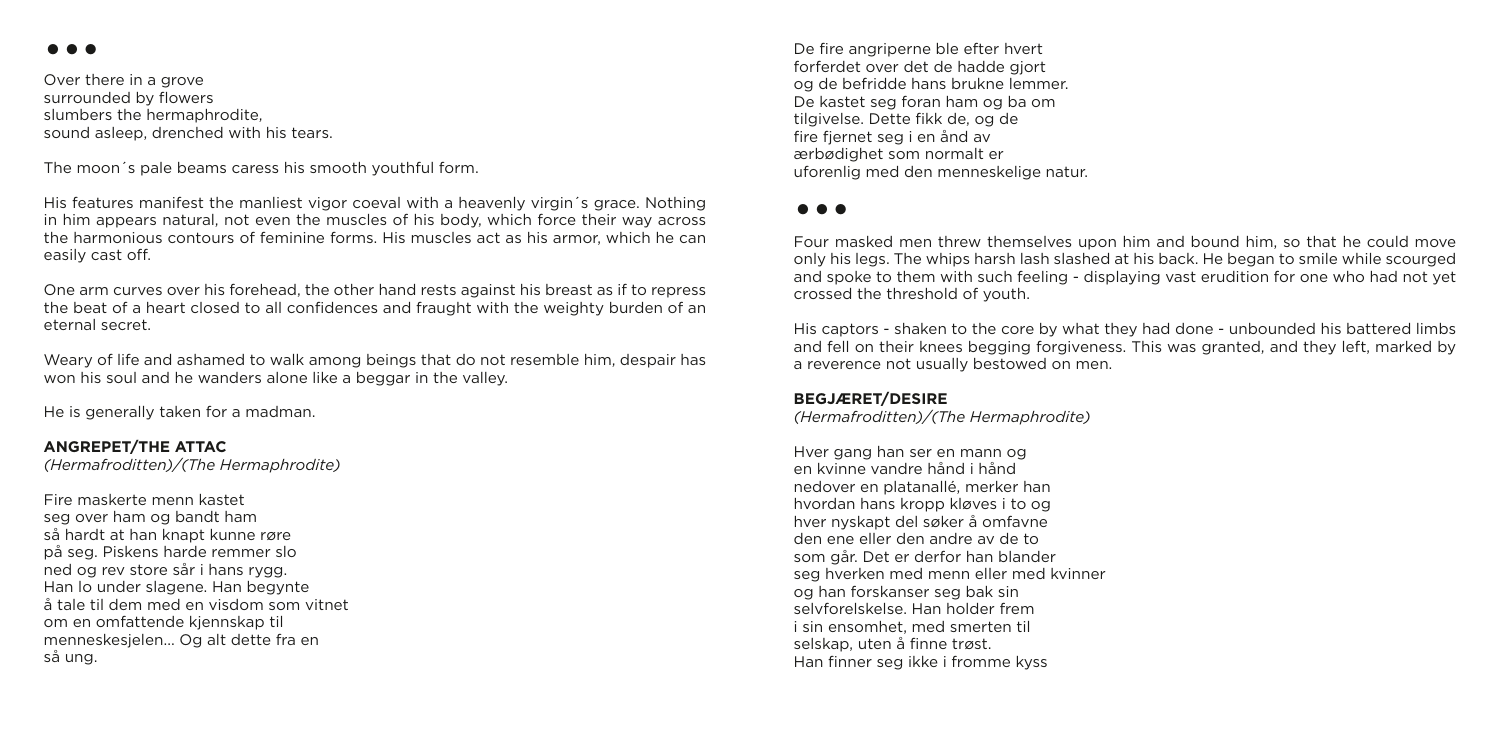• • •

Over there in a grove
surrounded by flowers
slumbers the hermaphrodite,
sound asleep, drenched with his tears.

The moon´s pale beams caress his smooth youthful form.

His features manifest the manliest vigor coeval with a heavenly virgin´s grace. Nothing in him appears natural, not even the muscles of his body, which force their way across the harmonious contours of feminine forms. His muscles act as his armor, which he can easily cast off.

One arm curves over his forehead, the other hand rests against his breast as if to repress the beat of a heart closed to all confidences and fraught with the weighty burden of an eternal secret.

Weary of life and ashamed to walk among beings that do not resemble him, despair has won his soul and he wanders alone like a beggar in the valley.

He is generally taken for a madman.

**ANGREPET/THE ATTAC**
*(Hermafroditten)/(The Hermaphrodite)*

Fire maskerte menn kastet
seg over ham og bandt ham
så hardt at han knapt kunne røre
på seg. Piskens harde remmer slo
ned og rev store sår i hans rygg.
Han lo under slagene. Han begynte
å tale til dem med en visdom som vitnet
om en omfattende kjennskap til
menneskesjelen... Og alt dette fra en
så ung.

De fire angriperne ble efter hvert
forferdet over det de hadde gjort
og de befridde hans brukne lemmer.
De kastet seg foran ham og ba om
tilgivelse. Dette fikk de, og de
fire fjernet seg i en ånd av
ærbødighet som normalt er
uforenlig med den menneskelige natur.

• • •

Four masked men threw themselves upon him and bound him, so that he could move only his legs. The whips harsh lash slashed at his back. He began to smile while scourged and spoke to them with such feeling - displaying vast erudition for one who had not yet crossed the threshold of youth.

His captors - shaken to the core by what they had done - unbounded his battered limbs and fell on their knees begging forgiveness. This was granted, and they left, marked by a reverence not usually bestowed on men.

**BEGJÆRET/DESIRE**
*(Hermafroditten)/(The Hermaphrodite)*

Hver gang han ser en mann og
en kvinne vandre hånd i hånd
nedover en platanallé, merker han
hvordan hans kropp kløves i to og
hver nyskapt del søker å omfavne
den ene eller den andre av de to
som går. Det er derfor han blander
seg hverken med menn eller med kvinner
og han forskanser seg bak sin
selvforelskelse. Han holder frem
i sin ensomhet, med smerten til
selskap, uten å finne trøst.
Han finner seg ikke i fromme kyss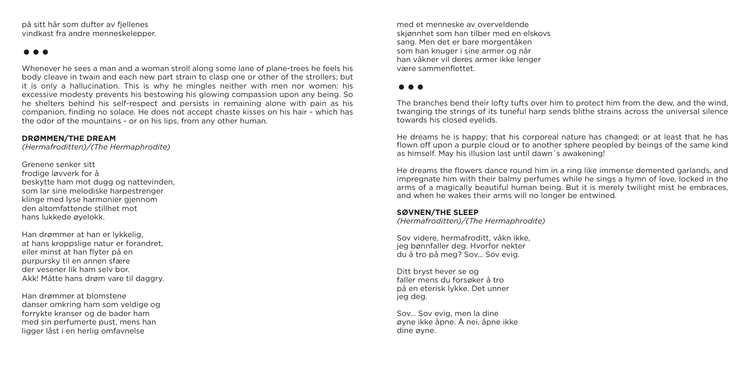på sitt hår som dufter av fjellenes
vindkast fra andre menneskelepper.

● ● ●

Whenever he sees a man and a woman stroll along some lane of plane-trees he feels his body cleave in twain and each new part strain to clasp one or other of the strollers; but it is only a hallucination. This is why he mingles neither with men nor women: his excessive modesty prevents his bestowing his glowing compassion upon any being. So he shelters behind his self-respect and persists in remaining alone with pain as his companion, finding no solace. He does not accept chaste kisses on his hair - which has the odor of the mountains - or on his lips, from any other human.

**DRØMMEN/THE DREAM**
*(Hermafroditten)/(The Hermaphrodite)*

Grenene senker sitt
frodige løvverk for å
beskytte ham mot dugg og nattevinden,
som lar sine melodiske harpestrenger
klinge med lyse harmonier gjennom
den altomfattende stillhet mot
hans lukkede øyelokk.

Han drømmer at han er lykkelig,
at hans kroppslige natur er forandret,
eller minst at han flyter på en
purpursky til en annen sfære
der vesener lik ham selv bor.
Akk! Måtte hans drøm vare til daggry.

Han drømmer at blomstene
danser omkring ham som veldige og
forrykte kranser og de bader ham
med sin perfumerte pust, mens han
ligger låst i en herlig omfavnelse
med et menneske av overveldende
skjønnhet som han tilber med en elskovs
sang. Men det er bare morgentåken
som han knuger i sine armer og når
han våkner vil deres armer ikke lenger
være sammenflettet.

● ● ●

The branches bend their lofty tufts over him to protect him from the dew, and the wind, twanging the strings of its tuneful harp sends blithe strains across the universal silence towards his closed eyelids.

He dreams he is happy; that his corporeal nature has changed; or at least that he has flown off upon a purple cloud or to another sphere peopled by beings of the same kind as himself. May his illusion last until dawn´s awakening!

He dreams the flowers dance round him in a ring like immense demented garlands, and impregnate him with their balmy perfumes while he sings a hymn of love, locked in the arms of a magically beautiful human being. But it is merely twilight mist he embraces, and when he wakes their arms will no longer be entwined.

**SØVNEN/THE SLEEP**
*(Hermafroditten)/(The Hermaphrodite)*

Sov videre, hermafroditt, våkn ikke,
jeg bønnfaller deg. Hvorfor nekter
du å tro på meg? Sov... Sov evig.

Ditt bryst hever se og
faller mens du forsøker å tro
på en eterisk lykke. Det unner
jeg deg.

Sov... Sov evig, men la dine
øyne ikke åpne. Å nei, åpne ikke
dine øyne.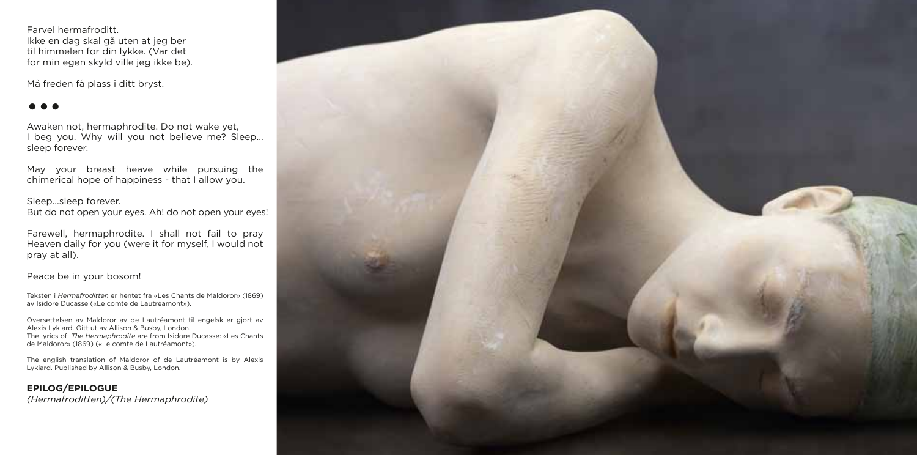Farvel hermafroditt.
Ikke en dag skal gå uten at jeg ber til himmelen for din lykke. (Var det for min egen skyld ville jeg ikke be).

Må freden få plass i ditt bryst.

• • •

Awaken not, hermaphrodite. Do not wake yet, I beg you. Why will you not believe me? Sleep... sleep forever.

May your breast heave while pursuing the chimerical hope of happiness - that I allow you.

Sleep...sleep forever.
But do not open your eyes. Ah! do not open your eyes!

Farewell, hermaphrodite. I shall not fail to pray Heaven daily for you (were it for myself, I would not pray at all).

Peace be in your bosom!

Teksten i *Hermafroditten* er hentet fra «Les Chants de Maldoror» (1869) av Isidore Ducasse («Le comte de Lautréamont»).

Oversettelsen av Maldoror av de Lautréamont til engelsk er gjort av Alexis Lykiard. Gitt ut av Allison & Busby, London.
The lyrics of *The Hermaphrodite* are from Isidore Ducasse: «Les Chants de Maldoror» (1869) («Le comte de Lautréamont»).

The english translation of Maldoror of de Lautréamont is by Alexis Lykiard. Published by Allison & Busby, London.

**EPILOG/EPILOGUE**
*(Hermafroditten)/(The Hermaphrodite)*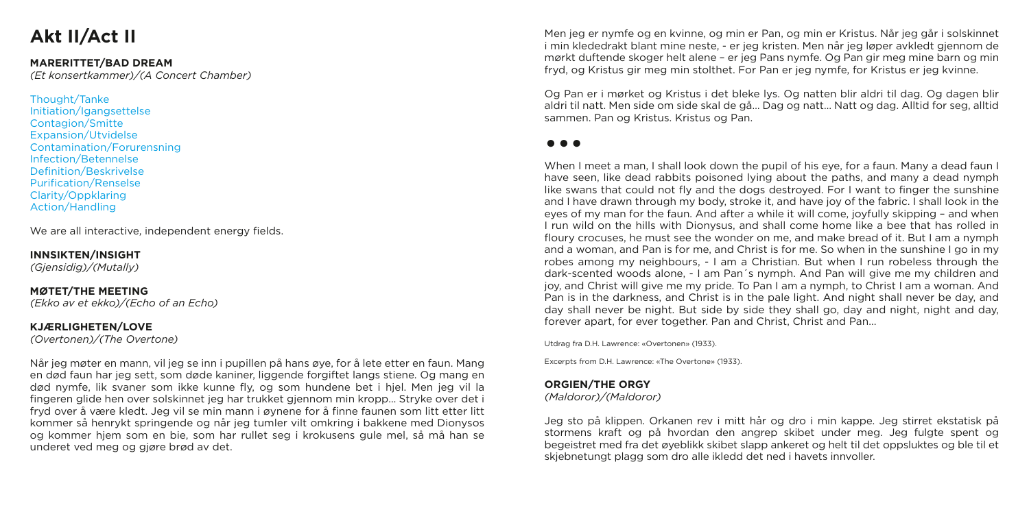# Akt II/Act II

**MARERITTET/BAD DREAM**
*(Et konsertkammer)/(A Concert Chamber)*

Thought/Tanke
Initiation/Igangsettelse
Contagion/Smitte
Expansion/Utvidelse
Contamination/Forurensning
Infection/Betennelse
Definition/Beskrivelse
Purification/Renselse
Clarity/Oppklaring
Action/Handling

We are all interactive, independent energy fields.

**INNSIKTEN/INSIGHT**
*(Gjensidig)/(Mutally)*

**MØTET/THE MEETING**
*(Ekko av et ekko)/(Echo of an Echo)*

**KJÆRLIGHETEN/LOVE**
*(Overtonen)/(The Overtone)*

Når jeg møter en mann, vil jeg se inn i pupillen på hans øye, for å lete etter en faun. Mang en død faun har jeg sett, som døde kaniner, liggende forgiftet langs stiene. Og mang en død nymfe, lik svaner som ikke kunne fly, og som hundene bet i hjel. Men jeg vil la fingeren glide hen over solskinnet jeg har trukket gjennom min kropp... Stryke over det i fryd over å være kledt. Jeg vil se min mann i øynene for å finne faunen som litt etter litt kommer så henrykt springende og når jeg tumler vilt omkring i bakkene med Dionysos og kommer hjem som en bie, som har rullet seg i krokusens gule mel, så må han se underet ved meg og gjøre brød av det.

Men jeg er nymfe og en kvinne, og min er Pan, og min er Kristus. Når jeg går i solskinnet i min kledEdrakt blant mine neste, - er jeg kristen. Men når jeg løper avkledt gjennom de mørkt duftende skoger helt alene – er jeg Pans nymfe. Og Pan gir meg mine barn og min fryd, og Kristus gir meg min stolthet. For Pan er jeg nymfe, for Kristus er jeg kvinne.

Og Pan er i mørket og Kristus i det bleke lys. Og natten blir aldri til dag. Og dagen blir aldri til natt. Men side om side skal de gå... Dag og natt... Natt og dag. Alltid for seg, alltid sammen. Pan og Kristus. Kristus og Pan.

● ● ●

When I meet a man, I shall look down the pupil of his eye, for a faun. Many a dead faun I have seen, like dead rabbits poisoned lying about the paths, and many a dead nymph like swans that could not fly and the dogs destroyed. For I want to finger the sunshine and I have drawn through my body, stroke it, and have joy of the fabric. I shall look in the eyes of my man for the faun. And after a while it will come, joyfully skipping – and when I run wild on the hills with Dionysus, and shall come home like a bee that has rolled in floury crocuses, he must see the wonder on me, and make bread of it. But I am a nymph and a woman, and Pan is for me, and Christ is for me. So when in the sunshine I go in my robes among my neighbours, - I am a Christian. But when I run robeless through the dark-scented woods alone, - I am Pan´s nymph. And Pan will give me my children and joy, and Christ will give me my pride. To Pan I am a nymph, to Christ I am a woman. And Pan is in the darkness, and Christ is in the pale light. And night shall never be day, and day shall never be night. But side by side they shall go, day and night, night and day, forever apart, for ever together. Pan and Christ, Christ and Pan...

Utdrag fra D.H. Lawrence: «Overtonen» (1933).

Excerpts from D.H. Lawrence: «The Overtone» (1933).

**ORGIEN/THE ORGY**
*(Maldoror)/(Maldoror)*

Jeg sto på klippen. Orkanen rev i mitt hår og dro i min kappe. Jeg stirret ekstatisk på stormens kraft og på hvordan den angrep skibet under meg. Jeg fulgte spent og begeistret med fra det øyeblikk skibet slapp ankeret og helt til det oppsluktes og ble til et skjebnetungt plagg som dro alle ikledd det ned i havets innvoller.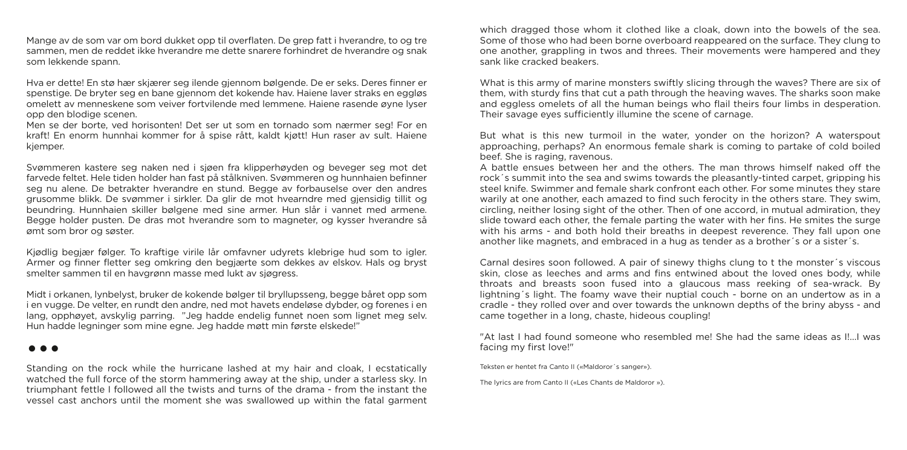Mange av de som var om bord dukket opp til overflaten. De grep fatt i hverandre, to og tre sammen, men de reddet ikke hverandre me dette snarere forhindret de hverandre og snak som lekkende spann.

Hva er dette! En stø hær skjærer seg ilende gjennom bølgende. De er seks. Deres finner er spenstige. De bryter seg en bane gjennom det kokende hav. Haiene laver straks en eggløs omelett av menneskene som veiver fortvilende med lemmene. Haiene rasende øyne lyser opp den blodige scenen.

Men se der borte, ved horisonten! Det ser ut som en tornado som nærmer seg! For en kraft! En enorm hunnhai kommer for å spise rått, kaldt kjøtt! Hun raser av sult. Haiene kjemper.

Svømmeren kastere seg naken ned i sjøen fra klipperhøyden og beveger seg mot det farvede feltet. Hele tiden holder han fast på stålkniven. Svømmeren og hunnhaien befinner seg nu alene. De betrakter hverandre en stund. Begge av forbauselse over den andres grusomme blikk. De svømmer i sirkler. Da glir de mot hvearndre med gjensidig tillit og beundring. Hunnhaien skiller bølgene med sine armer. Hun slår i vannet med armene. Begge holder pusten. De dras mot hverandre som to magneter, og kysser hverandre så ømt som bror og søster.

Kjødlig begjær følger. To kraftige virile lår omfavner udyrets klebrige hud som to igler. Armer og finner fletter seg omkring den begjærte som dekkes av elskov. Hals og bryst smelter sammen til en havgrønn masse med lukt av sjøgress.

Midt i orkanen, lynbelyst, bruker de kokende bølger til bryllupsseng, begge båret opp som i en vugge. De velter, en rundt den andre, ned mot havets endeløse dybder, og forenes i en lang, opphøyet, avskylig parring. "Jeg hadde endelig funnet noen som lignet meg selv. Hun hadde legninger som mine egne. Jeg hadde møtt min første elskede!"

• • •

Standing on the rock while the hurricane lashed at my hair and cloak, I ecstatically watched the full force of the storm hammering away at the ship, under a starless sky. In triumphant fettle I followed all the twists and turns of the drama - from the instant the vessel cast anchors until the moment she was swallowed up within the fatal garment which dragged those whom it clothed like a cloak, down into the bowels of the sea. Some of those who had been borne overboard reappeared on the surface. They clung to one another, grappling in twos and threes. Their movements were hampered and they sank like cracked beakers.

What is this army of marine monsters swiftly slicing through the waves? There are six of them, with sturdy fins that cut a path through the heaving waves. The sharks soon make and eggless omelets of all the human beings who flail theirs four limbs in desperation. Their savage eyes sufficiently illumine the scene of carnage.

But what is this new turmoil in the water, yonder on the horizon? A waterspout approaching, perhaps? An enormous female shark is coming to partake of cold boiled beef. She is raging, ravenous.

A battle ensues between her and the others. The man throws himself naked off the rock´s summit into the sea and swims towards the pleasantly-tinted carpet, gripping his steel knife. Swimmer and female shark confront each other. For some minutes they stare warily at one another, each amazed to find such ferocity in the others stare. They swim, circling, neither losing sight of the other. Then of one accord, in mutual admiration, they slide toward each other, the female parting the water with her fins. He smites the surge with his arms - and both hold their breaths in deepest reverence. They fall upon one another like magnets, and embraced in a hug as tender as a brother´s or a sister´s.

Carnal desires soon followed. A pair of sinewy thighs clung to t the monster´s viscous skin, close as leeches and arms and fins entwined about the loved ones body, while throats and breasts soon fused into a glaucous mass reeking of sea-wrack. By lightning´s light. The foamy wave their nuptial couch - borne on an undertow as in a cradle - they rolled over and over towards the unknown depths of the briny abyss - and came together in a long, chaste, hideous coupling!

"At last I had found someone who resembled me! She had the same ideas as I!...I was facing my first love!"

Teksten er hentet fra Canto II («Maldoror´s sanger»).

The lyrics are from Canto II («Les Chants de Maldoror »).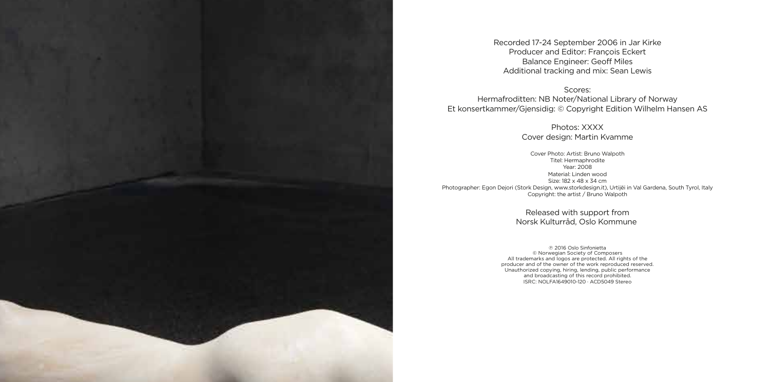Recorded 17-24 September 2006 in Jar Kirke
Producer and Editor: François Eckert
Balance Engineer: Geoff Miles
Additional tracking and mix: Sean Lewis

Scores:
Hermafroditten: NB Noter/National Library of Norway
Et konsertkammer/Gjensidig: © Copyright Edition Wilhelm Hansen AS

Photos: XXXX
Cover design: Martin Kvamme

Cover Photo: Artist: Bruno Walpoth
Titel: Hermaphrodite
Year: 2008
Material: Linden wood
Size: 182 x 48 x 34 cm
Photographer: Egon Dejori (Stork Design, www.storkdesign.it), Urtijëi in Val Gardena, South Tyrol, Italy
Copyright: the artist / Bruno Walpoth

Released with support from
Norsk Kulturråd, Oslo Kommune

℗ 2016 Oslo Sinfonietta
© Norwegian Society of Composers
All trademarks and logos are protected. All rights of the producer and of the owner of the work reproduced reserved. Unauthorized copying, hiring, lending, public performance and broadcasting of this record prohibited.
ISRC: NOLFA1649010-120 · ACD5049 Stereo